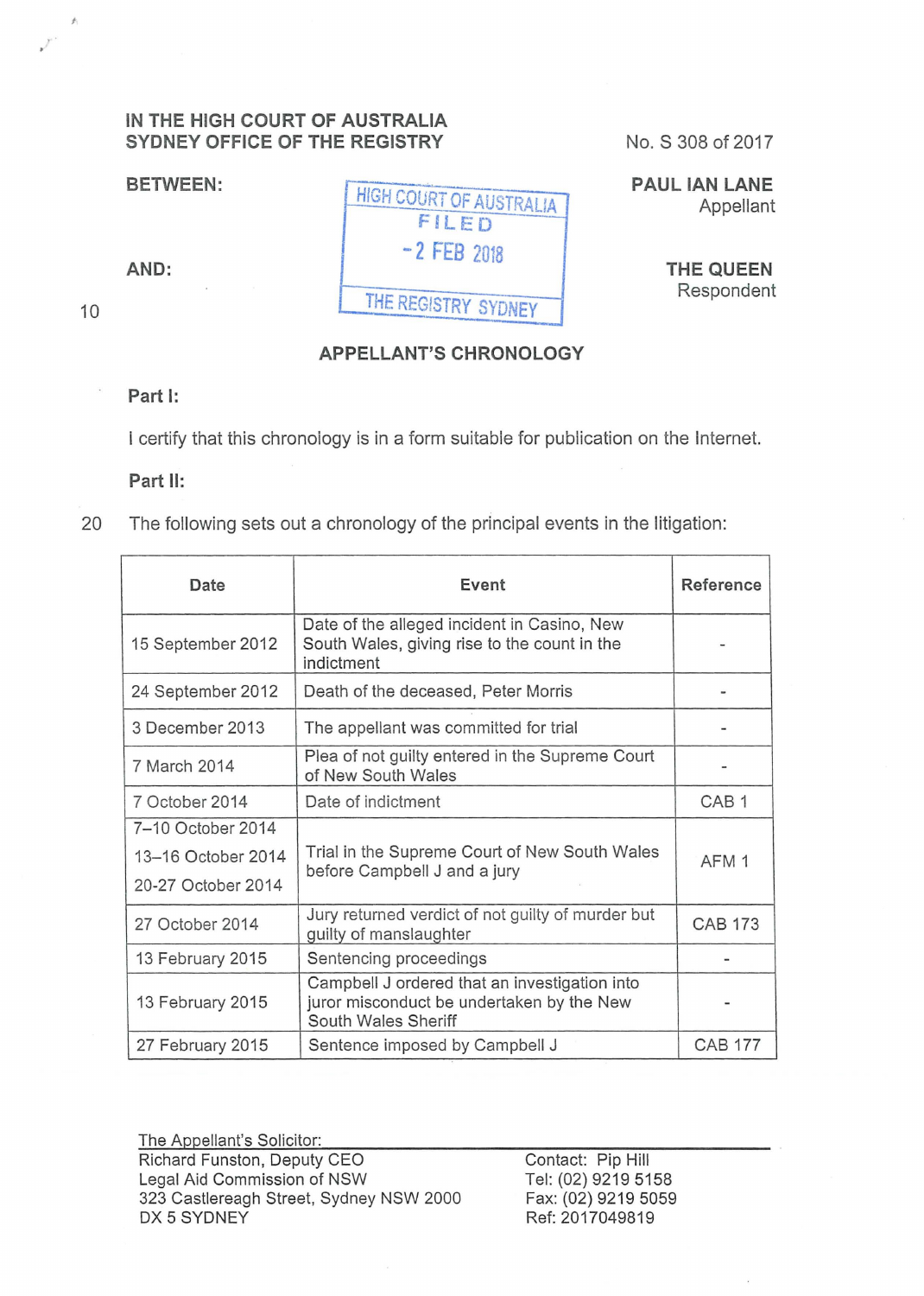IN THE HIGH COURT OF AUSTRALIA
SYDNEY OFFICE OF THE REGISTRY

No. S 308 of 2017

BETWEEN:

HIGH COURT OF AUSTRALIA
FILED
- 2 FEB 2018
THE REGISTRY SYDNEY

**PAUL IAN LANE**
Appellant

AND:

**THE QUEEN**
Respondent

## APPELLANT'S CHRONOLOGY

**Part I:**

I certify that this chronology is in a form suitable for publication on the Internet.

**Part II:**

The following sets out a chronology of the principal events in the litigation:

| Date | Event | Reference |
|---|---|---|
| 15 September 2012 | Date of the alleged incident in Casino, New South Wales, giving rise to the count in the indictment | - |
| 24 September 2012 | Death of the deceased, Peter Morris | - |
| 3 December 2013 | The appellant was committed for trial | - |
| 7 March 2014 | Plea of not guilty entered in the Supreme Court of New South Wales | - |
| 7 October 2014 | Date of indictment | CAB 1 |
| 7–10 October 2014<br>13–16 October 2014<br>20-27 October 2014 | Trial in the Supreme Court of New South Wales before Campbell J and a jury | AFM 1 |
| 27 October 2014 | Jury returned verdict of not guilty of murder but guilty of manslaughter | CAB 173 |
| 13 February 2015 | Sentencing proceedings | - |
| 13 February 2015 | Campbell J ordered that an investigation into juror misconduct be undertaken by the New South Wales Sheriff | - |
| 27 February 2015 | Sentence imposed by Campbell J | CAB 177 |

The Appellant's Solicitor:
Richard Funston, Deputy CEO
Legal Aid Commission of NSW
323 Castlereagh Street, Sydney NSW 2000
DX 5 SYDNEY

Contact: Pip Hill
Tel: (02) 9219 5158
Fax: (02) 9219 5059
Ref: 2017049819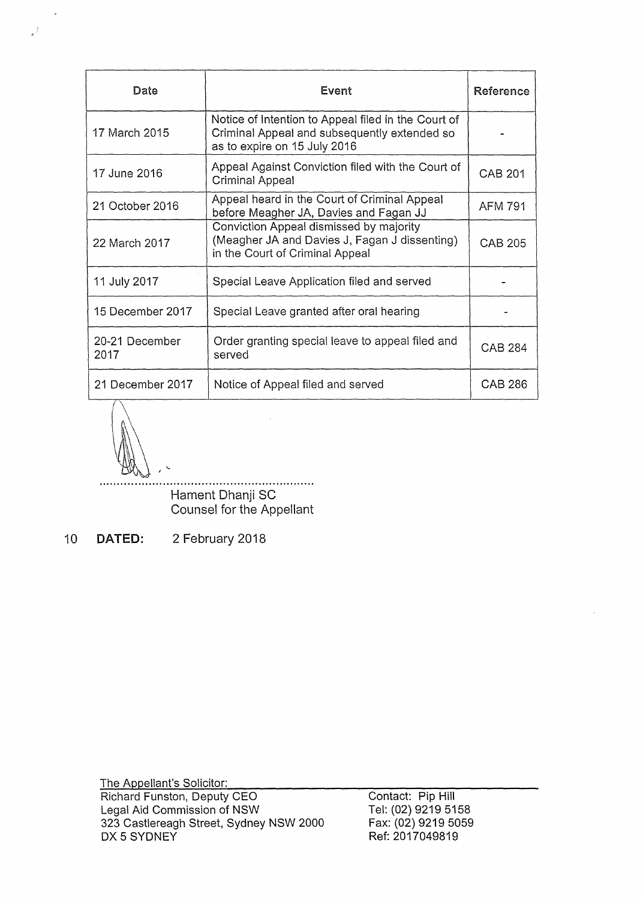| Date | Event | Reference |
| --- | --- | --- |
| 17 March 2015 | Notice of Intention to Appeal filed in the Court of Criminal Appeal and subsequently extended so as to expire on 15 July 2016 | - |
| 17 June 2016 | Appeal Against Conviction filed with the Court of Criminal Appeal | CAB 201 |
| 21 October 2016 | Appeal heard in the Court of Criminal Appeal before Meagher JA, Davies and Fagan JJ | AFM 791 |
| 22 March 2017 | Conviction Appeal dismissed by majority (Meagher JA and Davies J, Fagan J dissenting) in the Court of Criminal Appeal | CAB 205 |
| 11 July 2017 | Special Leave Application filed and served | - |
| 15 December 2017 | Special Leave granted after oral hearing | - |
| 20-21 December 2017 | Order granting special leave to appeal filed and served | CAB 284 |
| 21 December 2017 | Notice of Appeal filed and served | CAB 286 |

.............................................................

Hament Dhanji SC
Counsel for the Appellant

10 **DATED:** 2 February 2018

The Appellant's Solicitor:
Richard Funston, Deputy CEO
Legal Aid Commission of NSW
323 Castlereagh Street, Sydney NSW 2000
DX 5 SYDNEY

Contact: Pip Hill
Tel: (02) 9219 5158
Fax: (02) 9219 5059
Ref: 2017049819